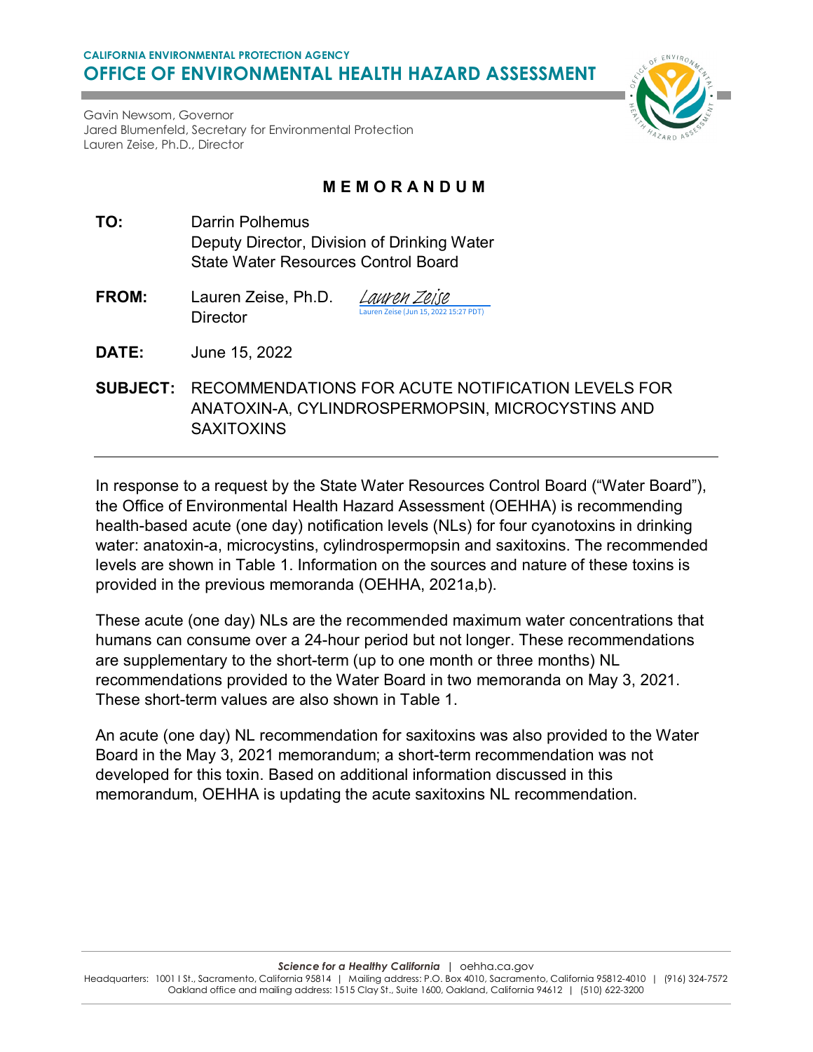CALIFORNIA ENVIRONMENTAL PROTECTION AGENCY

# OFFICE OF ENVIRONMENTAL HEALTH HAZARD ASSESSMENT

Gavin Newsom, Governor
Jared Blumenfeld, Secretary for Environmental Protection
Lauren Zeise, Ph.D., Director

## M E M O R A N D U M

**TO:** Darrin Polhemus
Deputy Director, Division of Drinking Water
State Water Resources Control Board

**FROM:** Lauren Zeise, Ph.D.
Director

*Lauren Zeise*
Lauren Zeise (Jun 15, 2022 15:27 PDT)

**DATE:** June 15, 2022

**SUBJECT:** RECOMMENDATIONS FOR ACUTE NOTIFICATION LEVELS FOR ANATOXIN-A, CYLINDROSPERMOPSIN, MICROCYSTINS AND SAXITOXINS

---

In response to a request by the State Water Resources Control Board ("Water Board"), the Office of Environmental Health Hazard Assessment (OEHHA) is recommending health-based acute (one day) notification levels (NLs) for four cyanotoxins in drinking water: anatoxin-a, microcystins, cylindrospermopsin and saxitoxins. The recommended levels are shown in Table 1. Information on the sources and nature of these toxins is provided in the previous memoranda (OEHHA, 2021a,b).

These acute (one day) NLs are the recommended maximum water concentrations that humans can consume over a 24-hour period but not longer. These recommendations are supplementary to the short-term (up to one month or three months) NL recommendations provided to the Water Board in two memoranda on May 3, 2021. These short-term values are also shown in Table 1.

An acute (one day) NL recommendation for saxitoxins was also provided to the Water Board in the May 3, 2021 memorandum; a short-term recommendation was not developed for this toxin. Based on additional information discussed in this memorandum, OEHHA is updating the acute saxitoxins NL recommendation.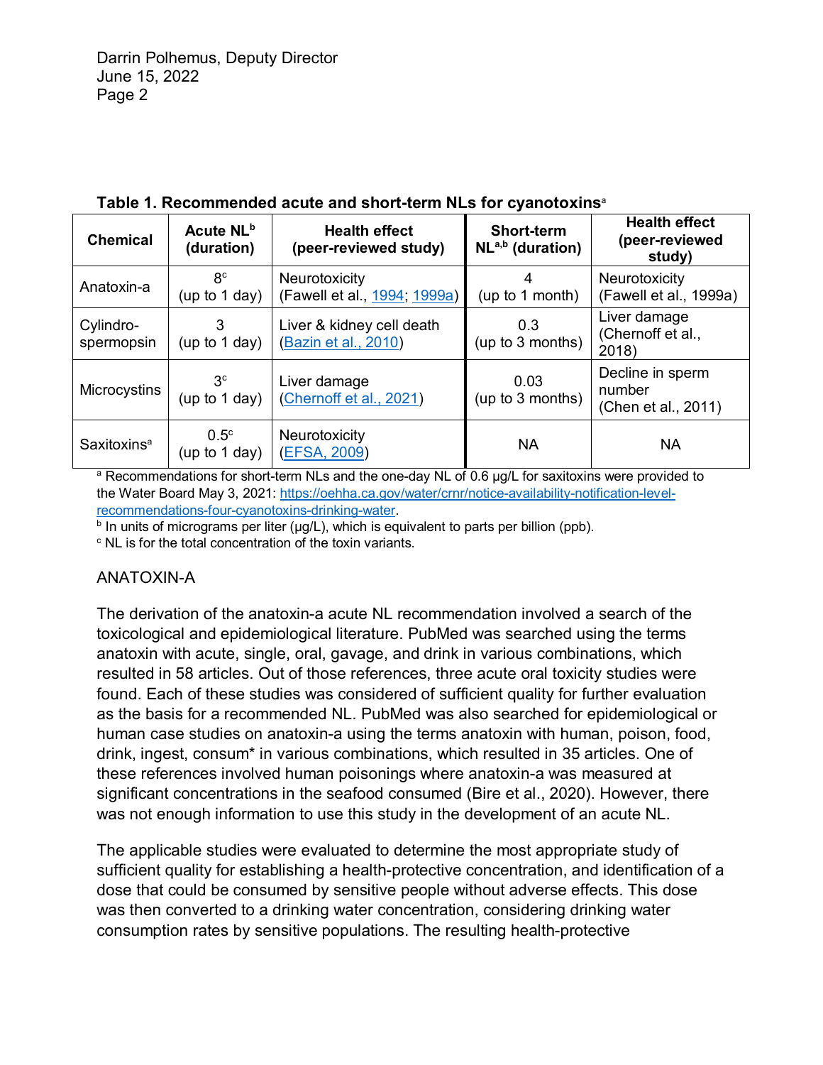**Table 1. Recommended acute and short-term NLs for cyanotoxins**[a]

| Chemical | Acute NL[b] (duration) | Health effect (peer-reviewed study) | Short-term NL[a,b] (duration) | Health effect (peer-reviewed study) |
|---|---|---|---|---|
| Anatoxin-a | 8[c] (up to 1 day) | Neurotoxicity (Fawell et al., 1994; 1999a) | 4 (up to 1 month) | Neurotoxicity (Fawell et al., 1999a) |
| Cylindro-spermopsin | 3 (up to 1 day) | Liver & kidney cell death (Bazin et al., 2010) | 0.3 (up to 3 months) | Liver damage (Chernoff et al., 2018) |
| Microcystins | 3[c] (up to 1 day) | Liver damage (Chernoff et al., 2021) | 0.03 (up to 3 months) | Decline in sperm number (Chen et al., 2011) |
| Saxitoxins[a] | 0.5[c] (up to 1 day) | Neurotoxicity (EFSA, 2009) | NA | NA |

[a] Recommendations for short-term NLs and the one-day NL of 0.6 µg/L for saxitoxins were provided to the Water Board May 3, 2021: https://oehha.ca.gov/water/crnr/notice-availability-notification-level-recommendations-four-cyanotoxins-drinking-water.
[b] In units of micrograms per liter (µg/L), which is equivalent to parts per billion (ppb).
[c] NL is for the total concentration of the toxin variants.

## ANATOXIN-A

The derivation of the anatoxin-a acute NL recommendation involved a search of the toxicological and epidemiological literature. PubMed was searched using the terms anatoxin with acute, single, oral, gavage, and drink in various combinations, which resulted in 58 articles. Out of those references, three acute oral toxicity studies were found. Each of these studies was considered of sufficient quality for further evaluation as the basis for a recommended NL. PubMed was also searched for epidemiological or human case studies on anatoxin-a using the terms anatoxin with human, poison, food, drink, ingest, consum* in various combinations, which resulted in 35 articles. One of these references involved human poisonings where anatoxin-a was measured at significant concentrations in the seafood consumed (Bire et al., 2020). However, there was not enough information to use this study in the development of an acute NL.

The applicable studies were evaluated to determine the most appropriate study of sufficient quality for establishing a health-protective concentration, and identification of a dose that could be consumed by sensitive people without adverse effects. This dose was then converted to a drinking water concentration, considering drinking water consumption rates by sensitive populations. The resulting health-protective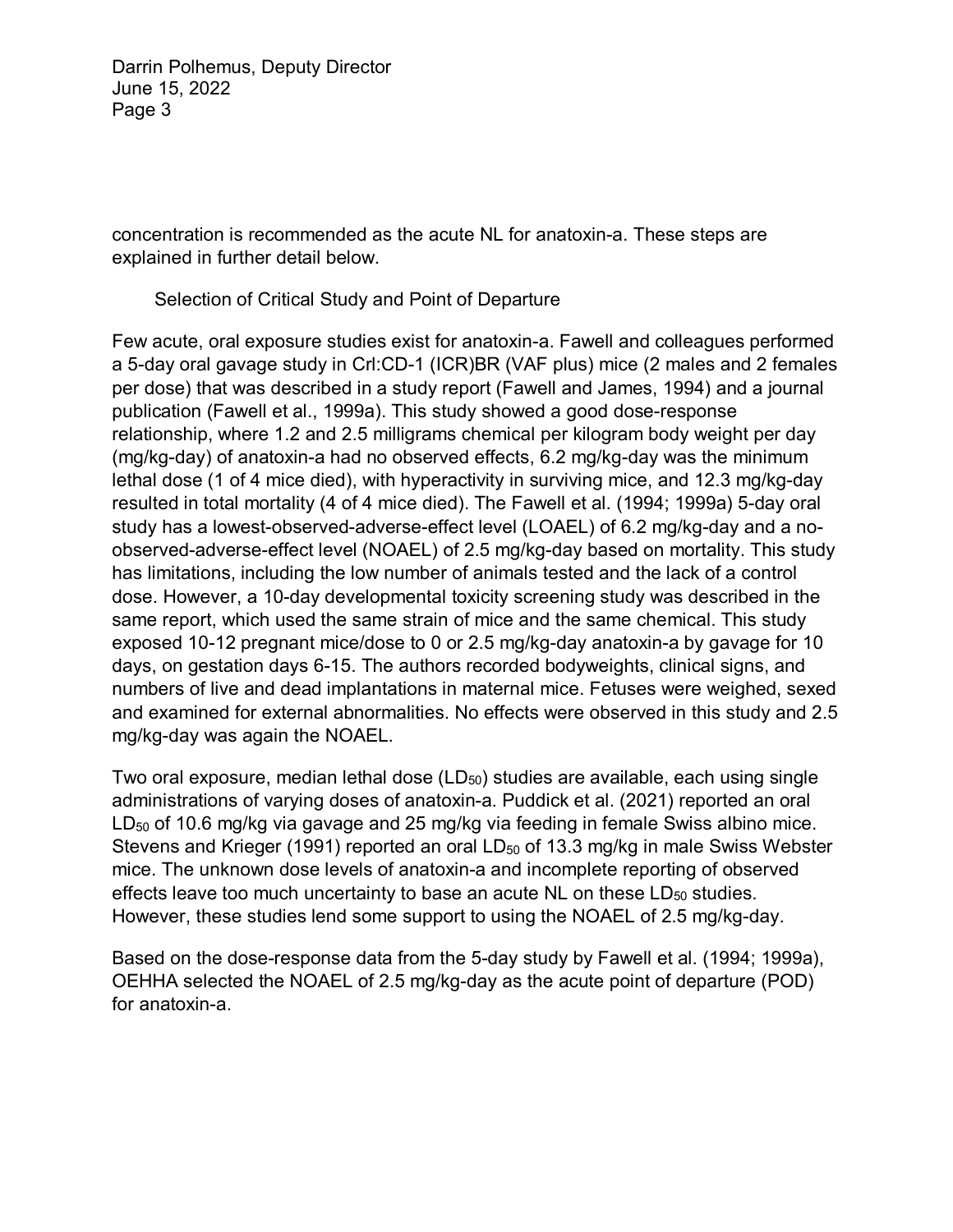concentration is recommended as the acute NL for anatoxin-a. These steps are explained in further detail below.

## Selection of Critical Study and Point of Departure

Few acute, oral exposure studies exist for anatoxin-a. Fawell and colleagues performed a 5-day oral gavage study in Crl:CD-1 (ICR)BR (VAF plus) mice (2 males and 2 females per dose) that was described in a study report (Fawell and James, 1994) and a journal publication (Fawell et al., 1999a). This study showed a good dose-response relationship, where 1.2 and 2.5 milligrams chemical per kilogram body weight per day (mg/kg-day) of anatoxin-a had no observed effects, 6.2 mg/kg-day was the minimum lethal dose (1 of 4 mice died), with hyperactivity in surviving mice, and 12.3 mg/kg-day resulted in total mortality (4 of 4 mice died). The Fawell et al. (1994; 1999a) 5-day oral study has a lowest-observed-adverse-effect level (LOAEL) of 6.2 mg/kg-day and a no-observed-adverse-effect level (NOAEL) of 2.5 mg/kg-day based on mortality. This study has limitations, including the low number of animals tested and the lack of a control dose. However, a 10-day developmental toxicity screening study was described in the same report, which used the same strain of mice and the same chemical. This study exposed 10-12 pregnant mice/dose to 0 or 2.5 mg/kg-day anatoxin-a by gavage for 10 days, on gestation days 6-15. The authors recorded bodyweights, clinical signs, and numbers of live and dead implantations in maternal mice. Fetuses were weighed, sexed and examined for external abnormalities. No effects were observed in this study and 2.5 mg/kg-day was again the NOAEL.

Two oral exposure, median lethal dose ($LD_{50}$) studies are available, each using single administrations of varying doses of anatoxin-a. Puddick et al. (2021) reported an oral $LD_{50}$ of 10.6 mg/kg via gavage and 25 mg/kg via feeding in female Swiss albino mice. Stevens and Krieger (1991) reported an oral $LD_{50}$ of 13.3 mg/kg in male Swiss Webster mice. The unknown dose levels of anatoxin-a and incomplete reporting of observed effects leave too much uncertainty to base an acute NL on these $LD_{50}$ studies. However, these studies lend some support to using the NOAEL of 2.5 mg/kg-day.

Based on the dose-response data from the 5-day study by Fawell et al. (1994; 1999a), OEHHA selected the NOAEL of 2.5 mg/kg-day as the acute point of departure (POD) for anatoxin-a.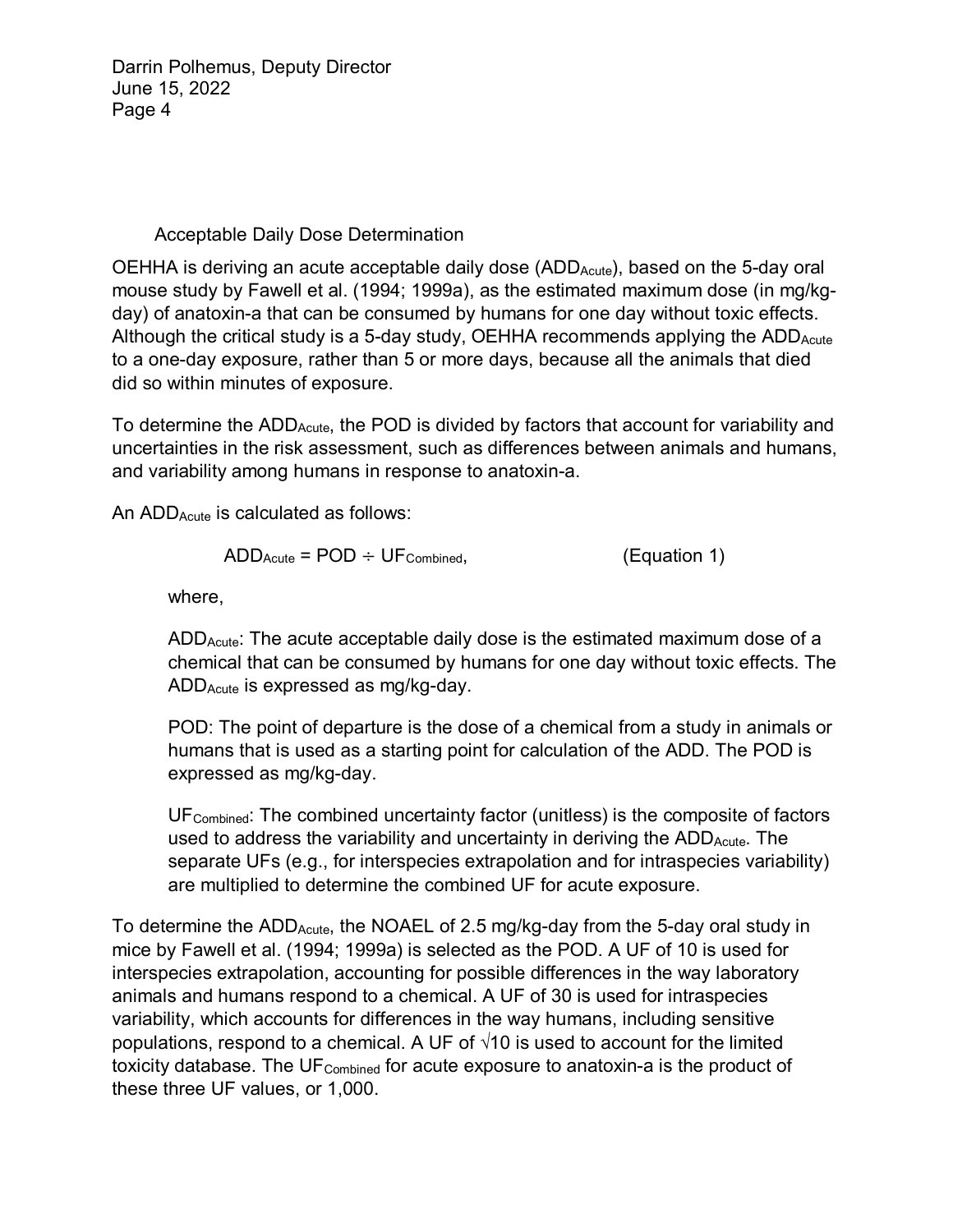### Acceptable Daily Dose Determination

OEHHA is deriving an acute acceptable daily dose ($ADD_{Acute}$), based on the 5-day oral mouse study by Fawell et al. (1994; 1999a), as the estimated maximum dose (in mg/kg-day) of anatoxin-a that can be consumed by humans for one day without toxic effects. Although the critical study is a 5-day study, OEHHA recommends applying the $ADD_{Acute}$ to a one-day exposure, rather than 5 or more days, because all the animals that died did so within minutes of exposure.

To determine the $ADD_{Acute}$, the POD is divided by factors that account for variability and uncertainties in the risk assessment, such as differences between animals and humans, and variability among humans in response to anatoxin-a.

An $ADD_{Acute}$ is calculated as follows:

$$ADD_{Acute} = POD \div UF_{Combined}, \qquad \text{(Equation 1)}$$

where,

$ADD_{Acute}$: The acute acceptable daily dose is the estimated maximum dose of a chemical that can be consumed by humans for one day without toxic effects. The $ADD_{Acute}$ is expressed as mg/kg-day.

POD: The point of departure is the dose of a chemical from a study in animals or humans that is used as a starting point for calculation of the ADD. The POD is expressed as mg/kg-day.

$UF_{Combined}$: The combined uncertainty factor (unitless) is the composite of factors used to address the variability and uncertainty in deriving the $ADD_{Acute}$. The separate UFs (e.g., for interspecies extrapolation and for intraspecies variability) are multiplied to determine the combined UF for acute exposure.

To determine the $ADD_{Acute}$, the NOAEL of 2.5 mg/kg-day from the 5-day oral study in mice by Fawell et al. (1994; 1999a) is selected as the POD. A UF of 10 is used for interspecies extrapolation, accounting for possible differences in the way laboratory animals and humans respond to a chemical. A UF of 30 is used for intraspecies variability, which accounts for differences in the way humans, including sensitive populations, respond to a chemical. A UF of $\sqrt{10}$ is used to account for the limited toxicity database. The $UF_{Combined}$ for acute exposure to anatoxin-a is the product of these three UF values, or 1,000.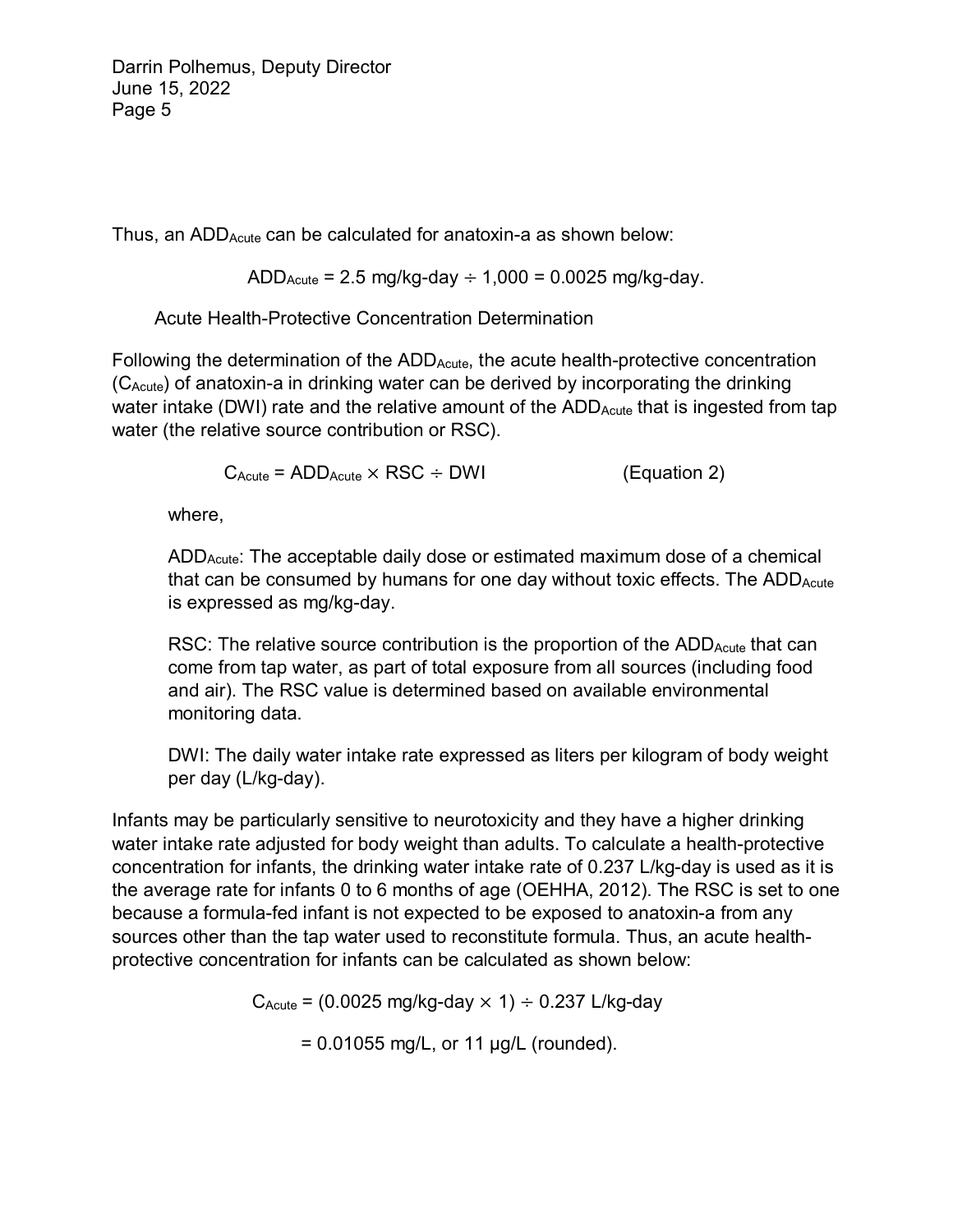Thus, an $ADD_{Acute}$ can be calculated for anatoxin-a as shown below:

$$ADD_{Acute} = 2.5 \text{ mg/kg-day} \div 1{,}000 = 0.0025 \text{ mg/kg-day}.$$

### Acute Health-Protective Concentration Determination

Following the determination of the $ADD_{Acute}$, the acute health-protective concentration ($C_{Acute}$) of anatoxin-a in drinking water can be derived by incorporating the drinking water intake (DWI) rate and the relative amount of the $ADD_{Acute}$ that is ingested from tap water (the relative source contribution or RSC).

$$C_{Acute} = ADD_{Acute} \times RSC \div DWI \qquad \text{(Equation 2)}$$

where,

$ADD_{Acute}$: The acceptable daily dose or estimated maximum dose of a chemical that can be consumed by humans for one day without toxic effects. The $ADD_{Acute}$ is expressed as mg/kg-day.

RSC: The relative source contribution is the proportion of the $ADD_{Acute}$ that can come from tap water, as part of total exposure from all sources (including food and air). The RSC value is determined based on available environmental monitoring data.

DWI: The daily water intake rate expressed as liters per kilogram of body weight per day (L/kg-day).

Infants may be particularly sensitive to neurotoxicity and they have a higher drinking water intake rate adjusted for body weight than adults. To calculate a health-protective concentration for infants, the drinking water intake rate of 0.237 L/kg-day is used as it is the average rate for infants 0 to 6 months of age (OEHHA, 2012). The RSC is set to one because a formula-fed infant is not expected to be exposed to anatoxin-a from any sources other than the tap water used to reconstitute formula. Thus, an acute health-protective concentration for infants can be calculated as shown below:

$$C_{Acute} = (0.0025 \text{ mg/kg-day} \times 1) \div 0.237 \text{ L/kg-day}$$

$$= 0.01055 \text{ mg/L, or } 11 \text{ µg/L (rounded).}$$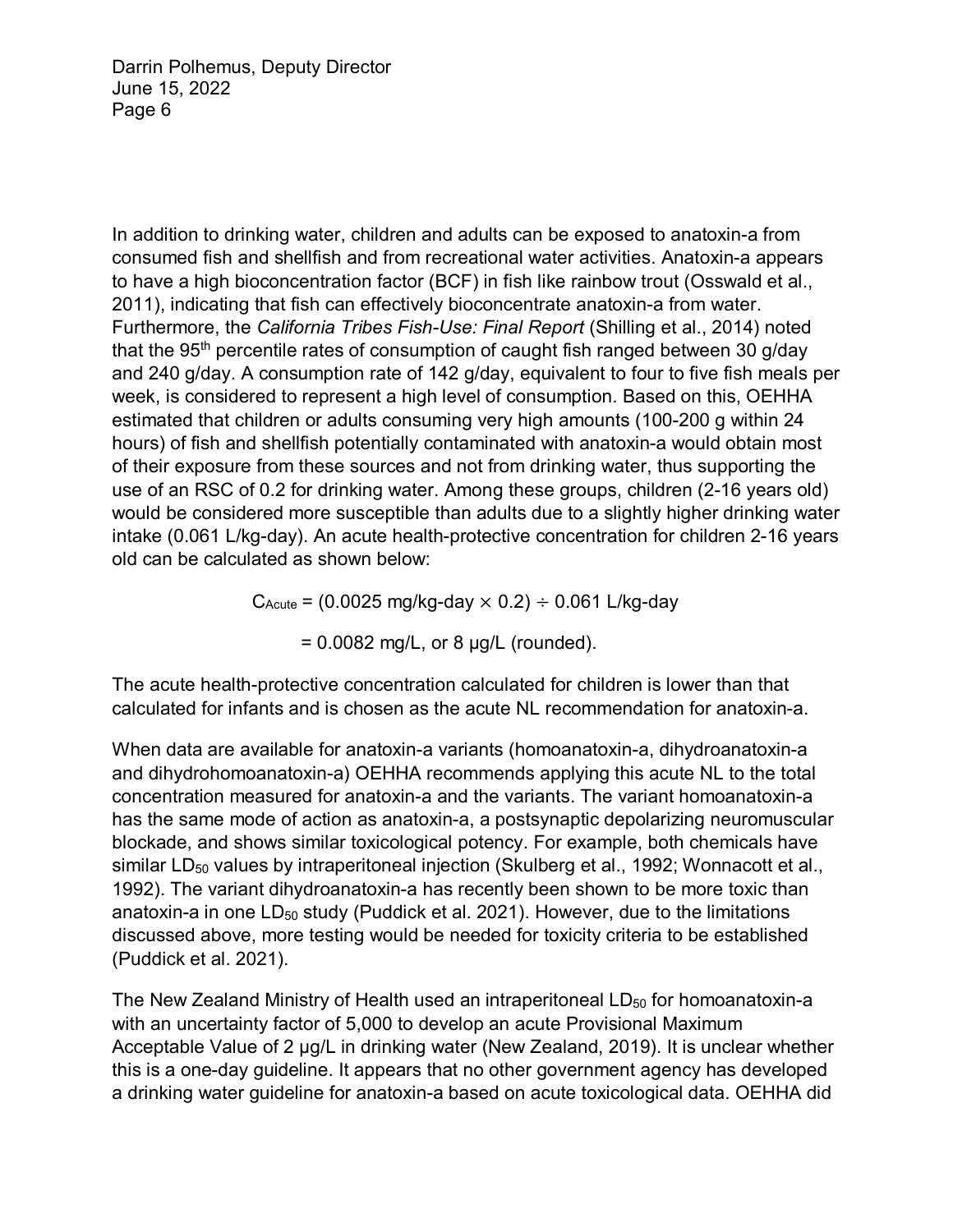In addition to drinking water, children and adults can be exposed to anatoxin-a from consumed fish and shellfish and from recreational water activities. Anatoxin-a appears to have a high bioconcentration factor (BCF) in fish like rainbow trout (Osswald et al., 2011), indicating that fish can effectively bioconcentrate anatoxin-a from water. Furthermore, the *California Tribes Fish-Use: Final Report* (Shilling et al., 2014) noted that the 95th percentile rates of consumption of caught fish ranged between 30 g/day and 240 g/day. A consumption rate of 142 g/day, equivalent to four to five fish meals per week, is considered to represent a high level of consumption. Based on this, OEHHA estimated that children or adults consuming very high amounts (100-200 g within 24 hours) of fish and shellfish potentially contaminated with anatoxin-a would obtain most of their exposure from these sources and not from drinking water, thus supporting the use of an RSC of 0.2 for drinking water. Among these groups, children (2-16 years old) would be considered more susceptible than adults due to a slightly higher drinking water intake (0.061 L/kg-day). An acute health-protective concentration for children 2-16 years old can be calculated as shown below:

$$C_{Acute} = (0.0025 \text{ mg/kg-day} \times 0.2) \div 0.061 \text{ L/kg-day}$$

$$= 0.0082 \text{ mg/L, or } 8 \text{ µg/L (rounded).}$$

The acute health-protective concentration calculated for children is lower than that calculated for infants and is chosen as the acute NL recommendation for anatoxin-a.

When data are available for anatoxin-a variants (homoanatoxin-a, dihydroanatoxin-a and dihydrohomoanatoxin-a) OEHHA recommends applying this acute NL to the total concentration measured for anatoxin-a and the variants. The variant homoanatoxin-a has the same mode of action as anatoxin-a, a postsynaptic depolarizing neuromuscular blockade, and shows similar toxicological potency. For example, both chemicals have similar $LD_{50}$ values by intraperitoneal injection (Skulberg et al., 1992; Wonnacott et al., 1992). The variant dihydroanatoxin-a has recently been shown to be more toxic than anatoxin-a in one $LD_{50}$ study (Puddick et al. 2021). However, due to the limitations discussed above, more testing would be needed for toxicity criteria to be established (Puddick et al. 2021).

The New Zealand Ministry of Health used an intraperitoneal $LD_{50}$ for homoanatoxin-a with an uncertainty factor of 5,000 to develop an acute Provisional Maximum Acceptable Value of 2 µg/L in drinking water (New Zealand, 2019). It is unclear whether this is a one-day guideline. It appears that no other government agency has developed a drinking water guideline for anatoxin-a based on acute toxicological data. OEHHA did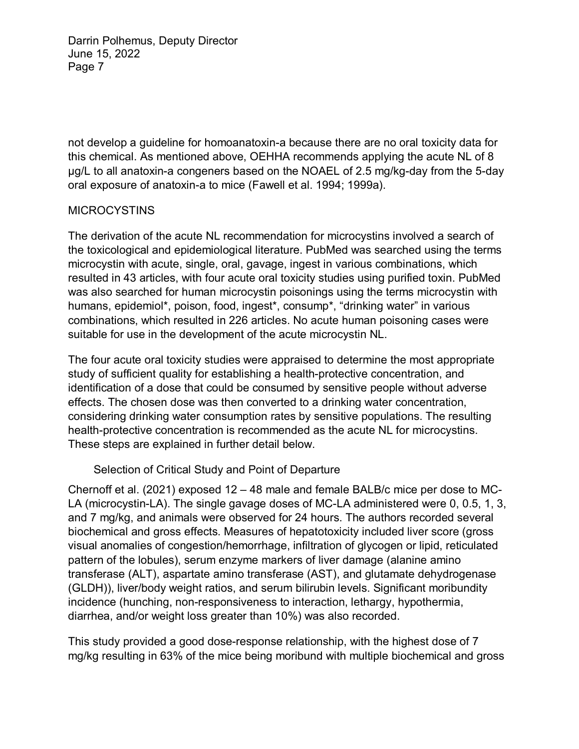not develop a guideline for homoanatoxin-a because there are no oral toxicity data for this chemical. As mentioned above, OEHHA recommends applying the acute NL of 8 µg/L to all anatoxin-a congeners based on the NOAEL of 2.5 mg/kg-day from the 5-day oral exposure of anatoxin-a to mice (Fawell et al. 1994; 1999a).

## MICROCYSTINS

The derivation of the acute NL recommendation for microcystins involved a search of the toxicological and epidemiological literature. PubMed was searched using the terms microcystin with acute, single, oral, gavage, ingest in various combinations, which resulted in 43 articles, with four acute oral toxicity studies using purified toxin. PubMed was also searched for human microcystin poisonings using the terms microcystin with humans, epidemiol*, poison, food, ingest*, consump*, "drinking water" in various combinations, which resulted in 226 articles. No acute human poisoning cases were suitable for use in the development of the acute microcystin NL.

The four acute oral toxicity studies were appraised to determine the most appropriate study of sufficient quality for establishing a health-protective concentration, and identification of a dose that could be consumed by sensitive people without adverse effects. The chosen dose was then converted to a drinking water concentration, considering drinking water consumption rates by sensitive populations. The resulting health-protective concentration is recommended as the acute NL for microcystins. These steps are explained in further detail below.

### Selection of Critical Study and Point of Departure

Chernoff et al. (2021) exposed 12 – 48 male and female BALB/c mice per dose to MC-LA (microcystin-LA). The single gavage doses of MC-LA administered were 0, 0.5, 1, 3, and 7 mg/kg, and animals were observed for 24 hours. The authors recorded several biochemical and gross effects. Measures of hepatotoxicity included liver score (gross visual anomalies of congestion/hemorrhage, infiltration of glycogen or lipid, reticulated pattern of the lobules), serum enzyme markers of liver damage (alanine amino transferase (ALT), aspartate amino transferase (AST), and glutamate dehydrogenase (GLDH)), liver/body weight ratios, and serum bilirubin levels. Significant moribundity incidence (hunching, non-responsiveness to interaction, lethargy, hypothermia, diarrhea, and/or weight loss greater than 10%) was also recorded.

This study provided a good dose-response relationship, with the highest dose of 7 mg/kg resulting in 63% of the mice being moribund with multiple biochemical and gross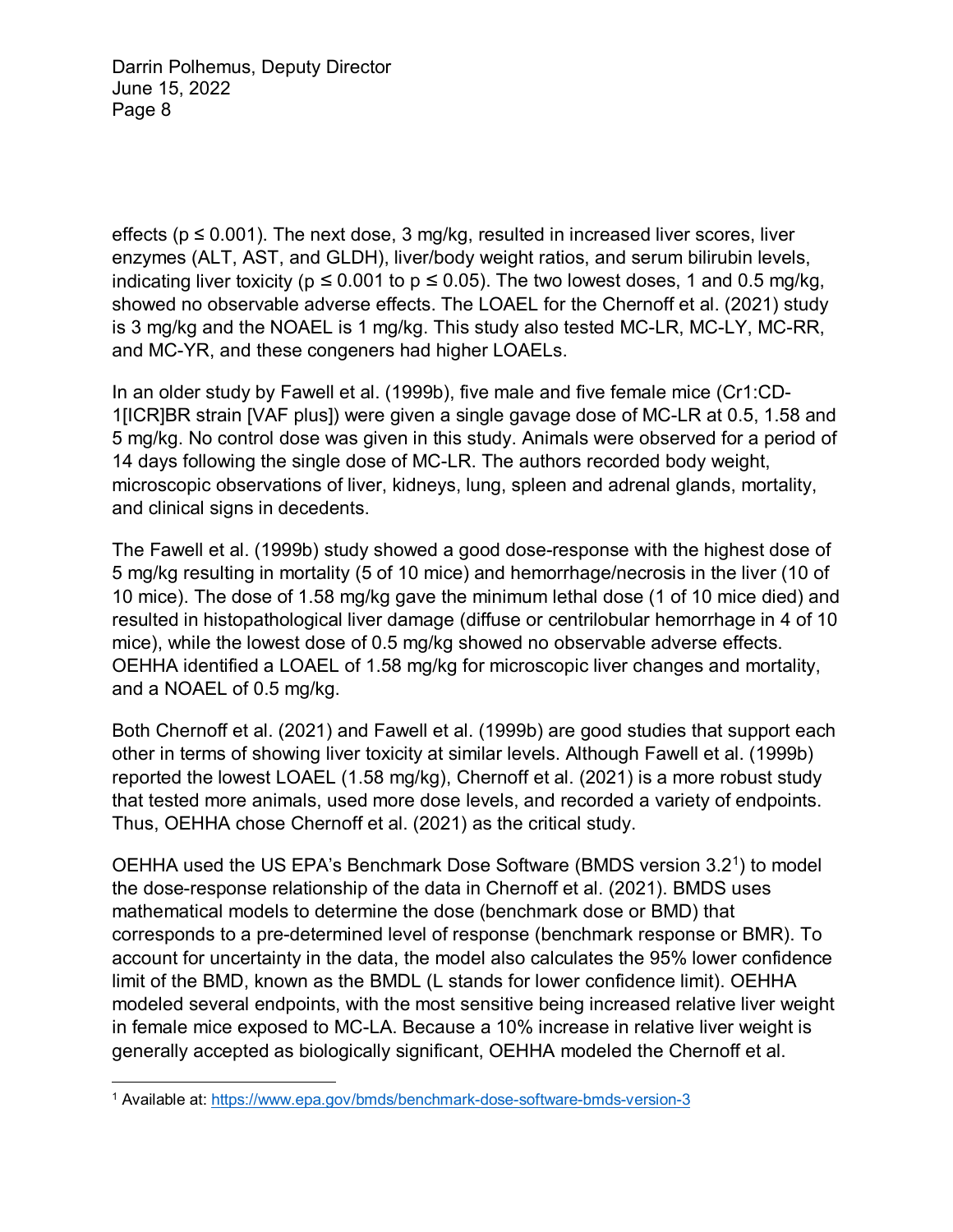effects ($p \leq 0.001$). The next dose, 3 mg/kg, resulted in increased liver scores, liver enzymes (ALT, AST, and GLDH), liver/body weight ratios, and serum bilirubin levels, indicating liver toxicity ($p \leq 0.001$ to $p \leq 0.05$). The two lowest doses, 1 and 0.5 mg/kg, showed no observable adverse effects. The LOAEL for the Chernoff et al. (2021) study is 3 mg/kg and the NOAEL is 1 mg/kg. This study also tested MC-LR, MC-LY, MC-RR, and MC-YR, and these congeners had higher LOAELs.

In an older study by Fawell et al. (1999b), five male and five female mice (Cr1:CD-1[ICR]BR strain [VAF plus]) were given a single gavage dose of MC-LR at 0.5, 1.58 and 5 mg/kg. No control dose was given in this study. Animals were observed for a period of 14 days following the single dose of MC-LR. The authors recorded body weight, microscopic observations of liver, kidneys, lung, spleen and adrenal glands, mortality, and clinical signs in decedents.

The Fawell et al. (1999b) study showed a good dose-response with the highest dose of 5 mg/kg resulting in mortality (5 of 10 mice) and hemorrhage/necrosis in the liver (10 of 10 mice). The dose of 1.58 mg/kg gave the minimum lethal dose (1 of 10 mice died) and resulted in histopathological liver damage (diffuse or centrilobular hemorrhage in 4 of 10 mice), while the lowest dose of 0.5 mg/kg showed no observable adverse effects. OEHHA identified a LOAEL of 1.58 mg/kg for microscopic liver changes and mortality, and a NOAEL of 0.5 mg/kg.

Both Chernoff et al. (2021) and Fawell et al. (1999b) are good studies that support each other in terms of showing liver toxicity at similar levels. Although Fawell et al. (1999b) reported the lowest LOAEL (1.58 mg/kg), Chernoff et al. (2021) is a more robust study that tested more animals, used more dose levels, and recorded a variety of endpoints. Thus, OEHHA chose Chernoff et al. (2021) as the critical study.

OEHHA used the US EPA's Benchmark Dose Software (BMDS version 3.2[1]) to model the dose-response relationship of the data in Chernoff et al. (2021). BMDS uses mathematical models to determine the dose (benchmark dose or BMD) that corresponds to a pre-determined level of response (benchmark response or BMR). To account for uncertainty in the data, the model also calculates the 95% lower confidence limit of the BMD, known as the BMDL (L stands for lower confidence limit). OEHHA modeled several endpoints, with the most sensitive being increased relative liver weight in female mice exposed to MC-LA. Because a 10% increase in relative liver weight is generally accepted as biologically significant, OEHHA modeled the Chernoff et al.

---

[1] Available at: https://www.epa.gov/bmds/benchmark-dose-software-bmds-version-3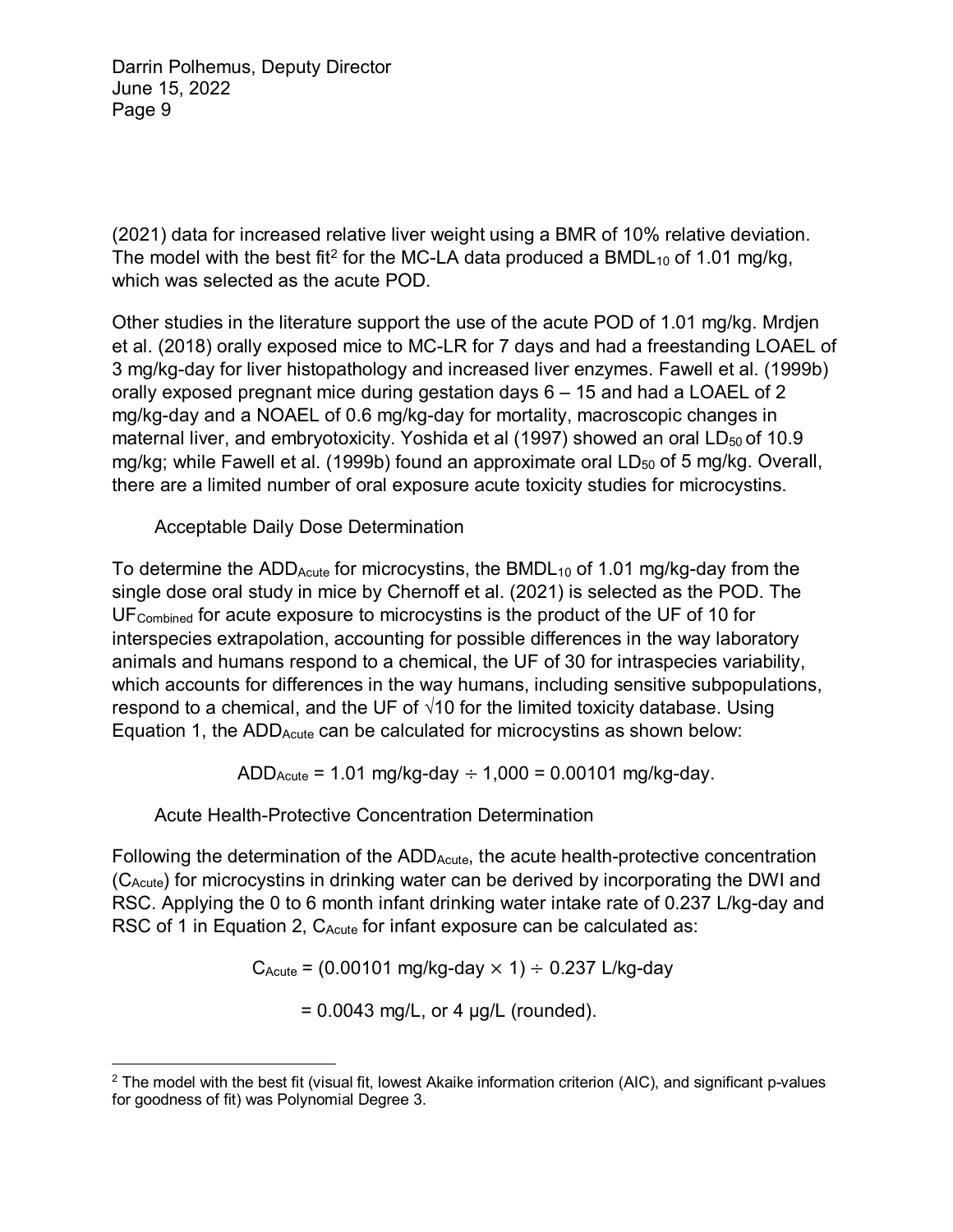(2021) data for increased relative liver weight using a BMR of 10% relative deviation. The model with the best fit[2] for the MC-LA data produced a $BMDL_{10}$ of 1.01 mg/kg, which was selected as the acute POD.

Other studies in the literature support the use of the acute POD of 1.01 mg/kg. Mrdjen et al. (2018) orally exposed mice to MC-LR for 7 days and had a freestanding LOAEL of 3 mg/kg-day for liver histopathology and increased liver enzymes. Fawell et al. (1999b) orally exposed pregnant mice during gestation days 6 – 15 and had a LOAEL of 2 mg/kg-day and a NOAEL of 0.6 mg/kg-day for mortality, macroscopic changes in maternal liver, and embryotoxicity. Yoshida et al (1997) showed an oral $LD_{50}$ of 10.9 mg/kg; while Fawell et al. (1999b) found an approximate oral $LD_{50}$ of 5 mg/kg. Overall, there are a limited number of oral exposure acute toxicity studies for microcystins.

### Acceptable Daily Dose Determination

To determine the $ADD_{Acute}$ for microcystins, the $BMDL_{10}$ of 1.01 mg/kg-day from the single dose oral study in mice by Chernoff et al. (2021) is selected as the POD. The $UF_{Combined}$ for acute exposure to microcystins is the product of the UF of 10 for interspecies extrapolation, accounting for possible differences in the way laboratory animals and humans respond to a chemical, the UF of 30 for intraspecies variability, which accounts for differences in the way humans, including sensitive subpopulations, respond to a chemical, and the UF of $\sqrt{10}$ for the limited toxicity database. Using Equation 1, the $ADD_{Acute}$ can be calculated for microcystins as shown below:

$$ADD_{Acute} = 1.01 \text{ mg/kg-day} \div 1{,}000 = 0.00101 \text{ mg/kg-day}.$$

### Acute Health-Protective Concentration Determination

Following the determination of the $ADD_{Acute}$, the acute health-protective concentration ($C_{Acute}$) for microcystins in drinking water can be derived by incorporating the DWI and RSC. Applying the 0 to 6 month infant drinking water intake rate of 0.237 L/kg-day and RSC of 1 in Equation 2, $C_{Acute}$ for infant exposure can be calculated as:

$$C_{Acute} = (0.00101 \text{ mg/kg-day} \times 1) \div 0.237 \text{ L/kg-day}$$

$$= 0.0043 \text{ mg/L, or } 4 \text{ µg/L (rounded).}$$

---

[2] The model with the best fit (visual fit, lowest Akaike information criterion (AIC), and significant p-values for goodness of fit) was Polynomial Degree 3.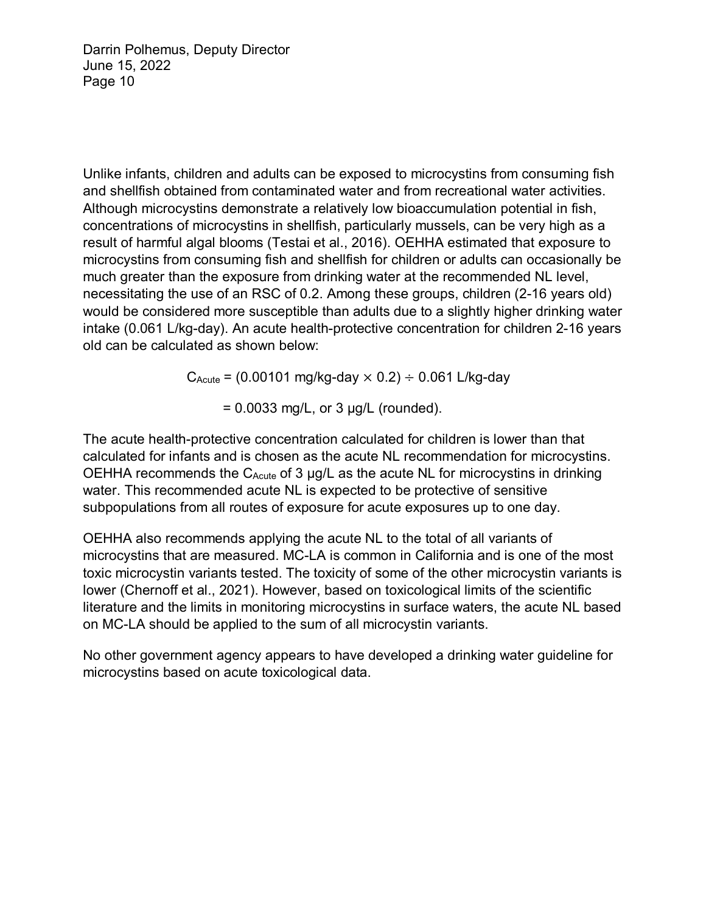Unlike infants, children and adults can be exposed to microcystins from consuming fish and shellfish obtained from contaminated water and from recreational water activities. Although microcystins demonstrate a relatively low bioaccumulation potential in fish, concentrations of microcystins in shellfish, particularly mussels, can be very high as a result of harmful algal blooms (Testai et al., 2016). OEHHA estimated that exposure to microcystins from consuming fish and shellfish for children or adults can occasionally be much greater than the exposure from drinking water at the recommended NL level, necessitating the use of an RSC of 0.2. Among these groups, children (2-16 years old) would be considered more susceptible than adults due to a slightly higher drinking water intake (0.061 L/kg-day). An acute health-protective concentration for children 2-16 years old can be calculated as shown below:

$$C_{Acute} = (0.00101 \text{ mg/kg-day} \times 0.2) \div 0.061 \text{ L/kg-day}$$

$$= 0.0033 \text{ mg/L, or } 3 \text{ µg/L (rounded).}$$

The acute health-protective concentration calculated for children is lower than that calculated for infants and is chosen as the acute NL recommendation for microcystins. OEHHA recommends the $C_{Acute}$ of 3 µg/L as the acute NL for microcystins in drinking water. This recommended acute NL is expected to be protective of sensitive subpopulations from all routes of exposure for acute exposures up to one day.

OEHHA also recommends applying the acute NL to the total of all variants of microcystins that are measured. MC-LA is common in California and is one of the most toxic microcystin variants tested. The toxicity of some of the other microcystin variants is lower (Chernoff et al., 2021). However, based on toxicological limits of the scientific literature and the limits in monitoring microcystins in surface waters, the acute NL based on MC-LA should be applied to the sum of all microcystin variants.

No other government agency appears to have developed a drinking water guideline for microcystins based on acute toxicological data.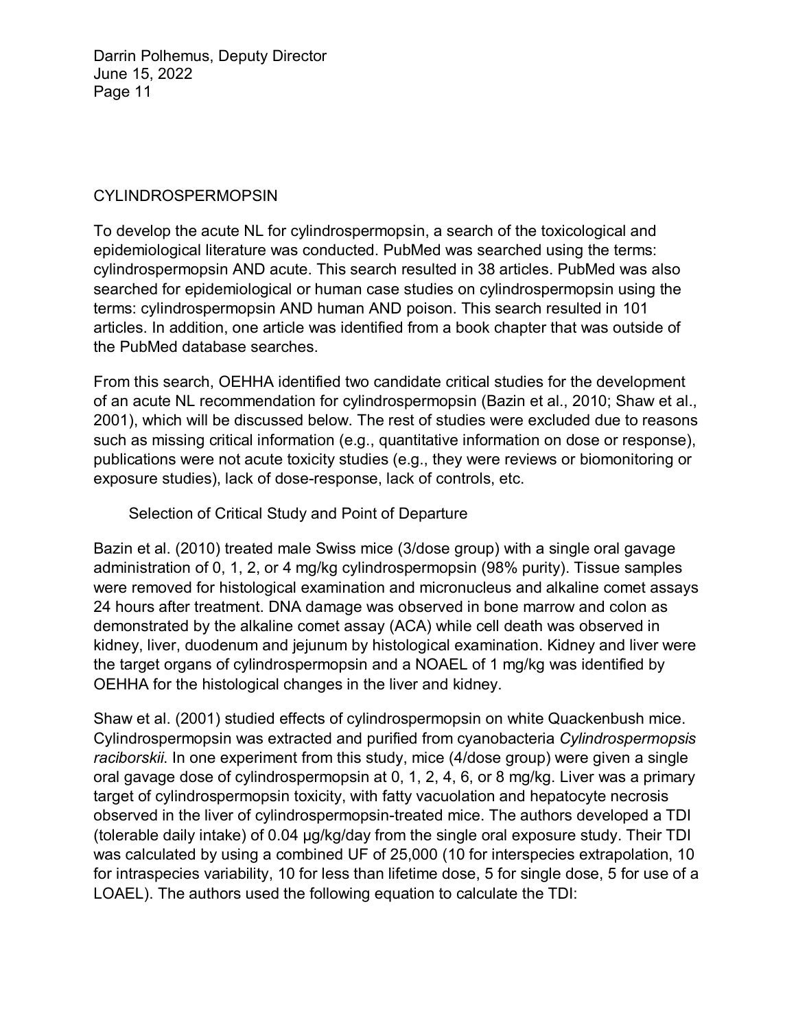## CYLINDROSPERMOPSIN

To develop the acute NL for cylindrospermopsin, a search of the toxicological and epidemiological literature was conducted. PubMed was searched using the terms: cylindrospermopsin AND acute. This search resulted in 38 articles. PubMed was also searched for epidemiological or human case studies on cylindrospermopsin using the terms: cylindrospermopsin AND human AND poison. This search resulted in 101 articles. In addition, one article was identified from a book chapter that was outside of the PubMed database searches.

From this search, OEHHA identified two candidate critical studies for the development of an acute NL recommendation for cylindrospermopsin (Bazin et al., 2010; Shaw et al., 2001), which will be discussed below. The rest of studies were excluded due to reasons such as missing critical information (e.g., quantitative information on dose or response), publications were not acute toxicity studies (e.g., they were reviews or biomonitoring or exposure studies), lack of dose-response, lack of controls, etc.

### Selection of Critical Study and Point of Departure

Bazin et al. (2010) treated male Swiss mice (3/dose group) with a single oral gavage administration of 0, 1, 2, or 4 mg/kg cylindrospermopsin (98% purity). Tissue samples were removed for histological examination and micronucleus and alkaline comet assays 24 hours after treatment. DNA damage was observed in bone marrow and colon as demonstrated by the alkaline comet assay (ACA) while cell death was observed in kidney, liver, duodenum and jejunum by histological examination. Kidney and liver were the target organs of cylindrospermopsin and a NOAEL of 1 mg/kg was identified by OEHHA for the histological changes in the liver and kidney.

Shaw et al. (2001) studied effects of cylindrospermopsin on white Quackenbush mice. Cylindrospermopsin was extracted and purified from cyanobacteria *Cylindrospermopsis raciborskii*. In one experiment from this study, mice (4/dose group) were given a single oral gavage dose of cylindrospermopsin at 0, 1, 2, 4, 6, or 8 mg/kg. Liver was a primary target of cylindrospermopsin toxicity, with fatty vacuolation and hepatocyte necrosis observed in the liver of cylindrospermopsin-treated mice. The authors developed a TDI (tolerable daily intake) of 0.04 µg/kg/day from the single oral exposure study. Their TDI was calculated by using a combined UF of 25,000 (10 for interspecies extrapolation, 10 for intraspecies variability, 10 for less than lifetime dose, 5 for single dose, 5 for use of a LOAEL). The authors used the following equation to calculate the TDI: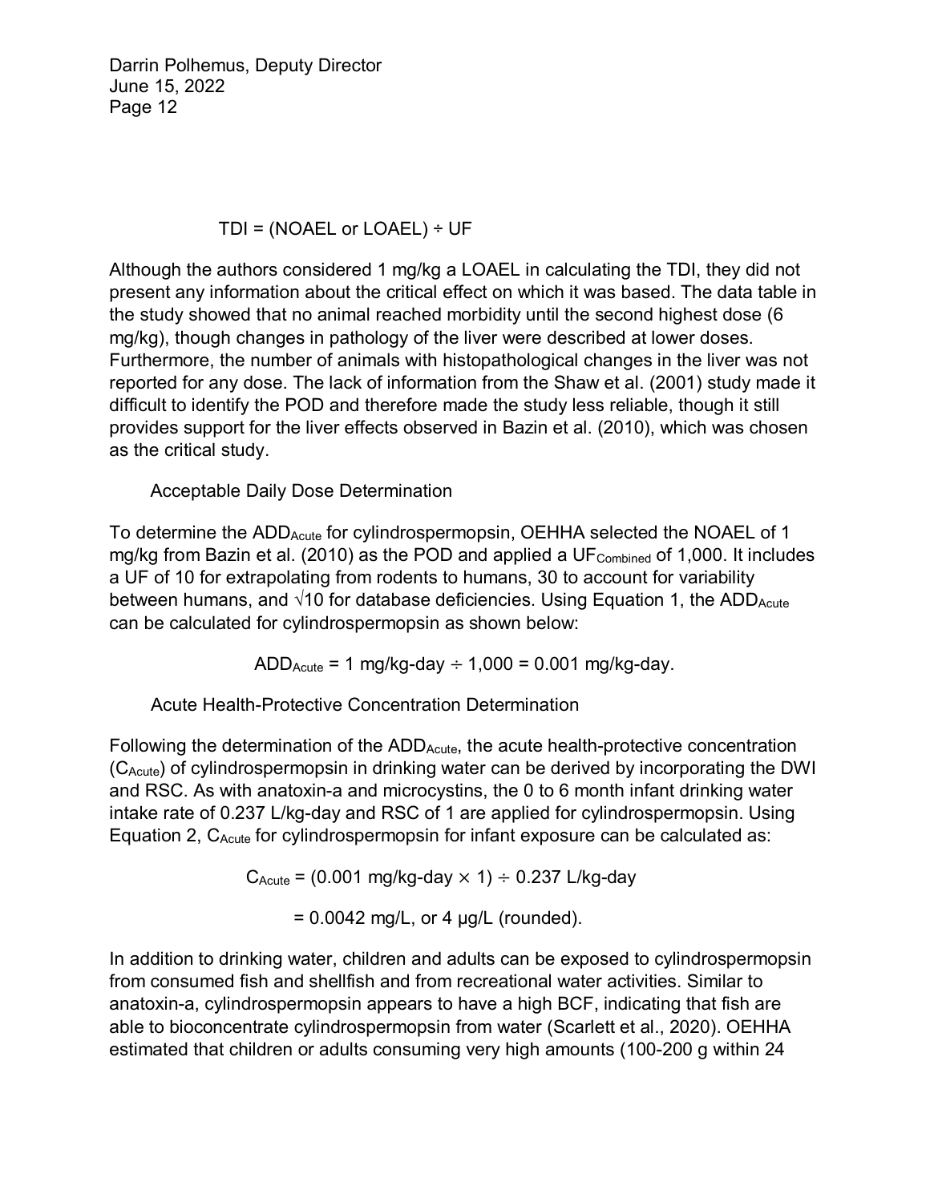$$TDI = (NOAEL\ or\ LOAEL) \div UF$$

Although the authors considered 1 mg/kg a LOAEL in calculating the TDI, they did not present any information about the critical effect on which it was based. The data table in the study showed that no animal reached morbidity until the second highest dose (6 mg/kg), though changes in pathology of the liver were described at lower doses. Furthermore, the number of animals with histopathological changes in the liver was not reported for any dose. The lack of information from the Shaw et al. (2001) study made it difficult to identify the POD and therefore made the study less reliable, though it still provides support for the liver effects observed in Bazin et al. (2010), which was chosen as the critical study.

### Acceptable Daily Dose Determination

To determine the $ADD_{Acute}$ for cylindrospermopsin, OEHHA selected the NOAEL of 1 mg/kg from Bazin et al. (2010) as the POD and applied a $UF_{Combined}$ of 1,000. It includes a UF of 10 for extrapolating from rodents to humans, 30 to account for variability between humans, and $\sqrt{10}$ for database deficiencies. Using Equation 1, the $ADD_{Acute}$ can be calculated for cylindrospermopsin as shown below:

$$ADD_{Acute} = 1\ mg/kg\text{-}day \div 1{,}000 = 0.001\ mg/kg\text{-}day.$$

### Acute Health-Protective Concentration Determination

Following the determination of the $ADD_{Acute}$, the acute health-protective concentration ($C_{Acute}$) of cylindrospermopsin in drinking water can be derived by incorporating the DWI and RSC. As with anatoxin-a and microcystins, the 0 to 6 month infant drinking water intake rate of 0.237 L/kg-day and RSC of 1 are applied for cylindrospermopsin. Using Equation 2, $C_{Acute}$ for cylindrospermopsin for infant exposure can be calculated as:

$$C_{Acute} = (0.001\ mg/kg\text{-}day \times 1) \div 0.237\ L/kg\text{-}day$$

$$= 0.0042\ mg/L,\ or\ 4\ \mu g/L\ (rounded).$$

In addition to drinking water, children and adults can be exposed to cylindrospermopsin from consumed fish and shellfish and from recreational water activities. Similar to anatoxin-a, cylindrospermopsin appears to have a high BCF, indicating that fish are able to bioconcentrate cylindrospermopsin from water (Scarlett et al., 2020). OEHHA estimated that children or adults consuming very high amounts (100-200 g within 24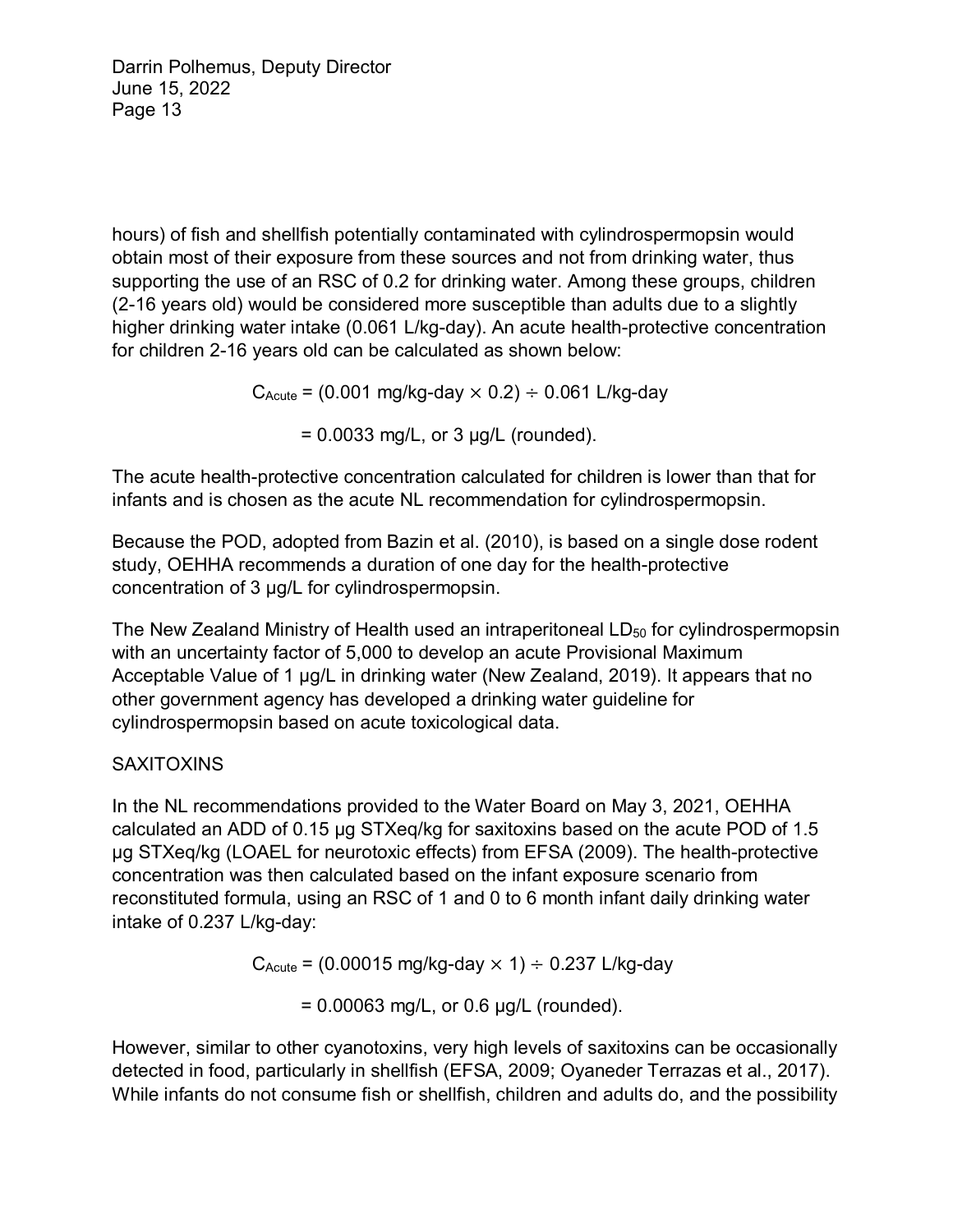hours) of fish and shellfish potentially contaminated with cylindrospermopsin would obtain most of their exposure from these sources and not from drinking water, thus supporting the use of an RSC of 0.2 for drinking water. Among these groups, children (2-16 years old) would be considered more susceptible than adults due to a slightly higher drinking water intake (0.061 L/kg-day). An acute health-protective concentration for children 2-16 years old can be calculated as shown below:

$$C_{Acute} = (0.001 \text{ mg/kg-day} \times 0.2) \div 0.061 \text{ L/kg-day}$$

$$= 0.0033 \text{ mg/L, or } 3 \text{ µg/L (rounded).}$$

The acute health-protective concentration calculated for children is lower than that for infants and is chosen as the acute NL recommendation for cylindrospermopsin.

Because the POD, adopted from Bazin et al. (2010), is based on a single dose rodent study, OEHHA recommends a duration of one day for the health-protective concentration of 3 µg/L for cylindrospermopsin.

The New Zealand Ministry of Health used an intraperitoneal $LD_{50}$ for cylindrospermopsin with an uncertainty factor of 5,000 to develop an acute Provisional Maximum Acceptable Value of 1 µg/L in drinking water (New Zealand, 2019). It appears that no other government agency has developed a drinking water guideline for cylindrospermopsin based on acute toxicological data.

## SAXITOXINS

In the NL recommendations provided to the Water Board on May 3, 2021, OEHHA calculated an ADD of 0.15 µg STXeq/kg for saxitoxins based on the acute POD of 1.5 µg STXeq/kg (LOAEL for neurotoxic effects) from EFSA (2009). The health-protective concentration was then calculated based on the infant exposure scenario from reconstituted formula, using an RSC of 1 and 0 to 6 month infant daily drinking water intake of 0.237 L/kg-day:

$$C_{Acute} = (0.00015 \text{ mg/kg-day} \times 1) \div 0.237 \text{ L/kg-day}$$

$$= 0.00063 \text{ mg/L, or } 0.6 \text{ µg/L (rounded).}$$

However, similar to other cyanotoxins, very high levels of saxitoxins can be occasionally detected in food, particularly in shellfish (EFSA, 2009; Oyaneder Terrazas et al., 2017). While infants do not consume fish or shellfish, children and adults do, and the possibility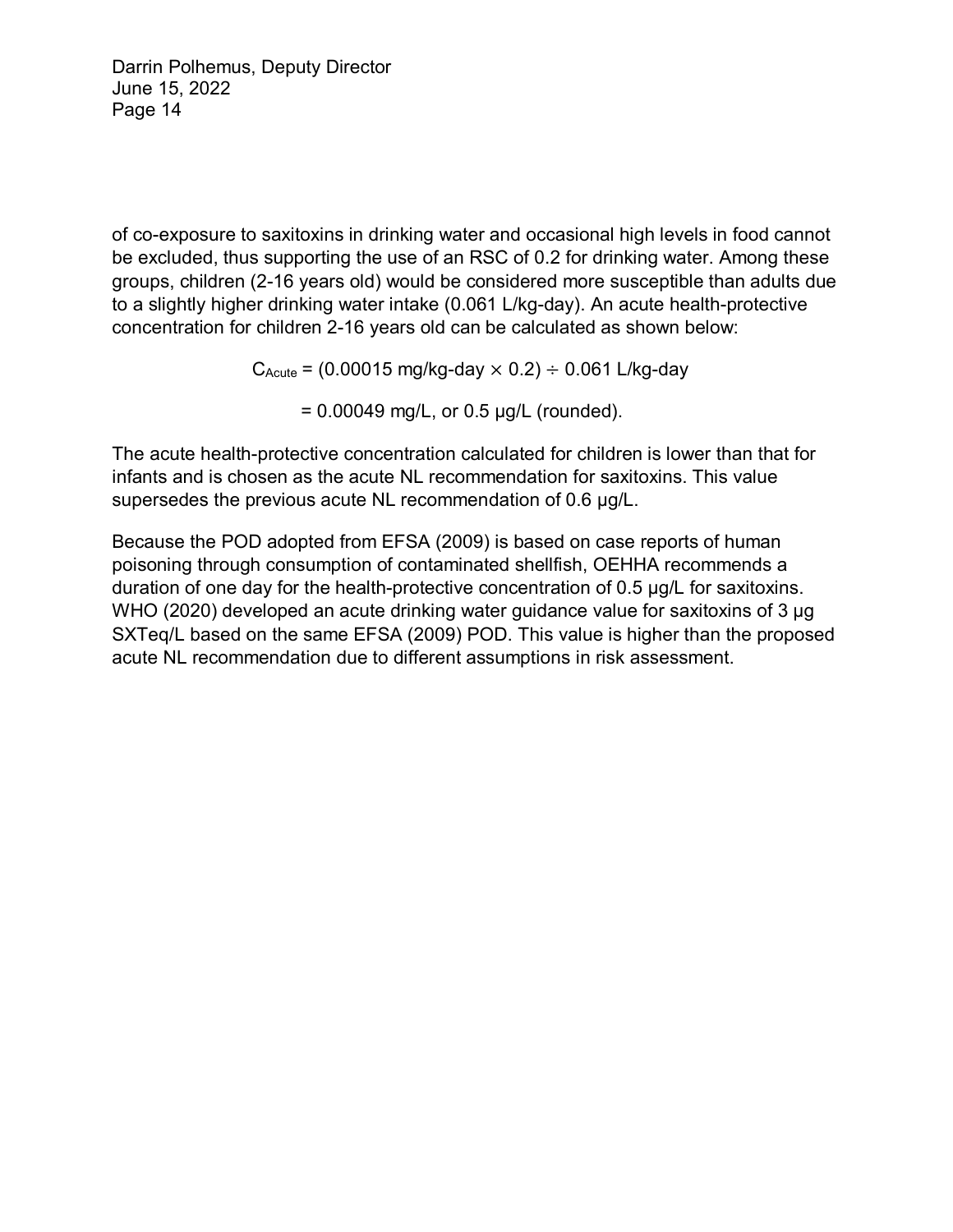of co-exposure to saxitoxins in drinking water and occasional high levels in food cannot be excluded, thus supporting the use of an RSC of 0.2 for drinking water. Among these groups, children (2-16 years old) would be considered more susceptible than adults due to a slightly higher drinking water intake (0.061 L/kg-day). An acute health-protective concentration for children 2-16 years old can be calculated as shown below:

$$C_{Acute} = (0.00015 \text{ mg/kg-day} \times 0.2) \div 0.061 \text{ L/kg-day}$$

$$= 0.00049 \text{ mg/L, or } 0.5 \text{ µg/L (rounded).}$$

The acute health-protective concentration calculated for children is lower than that for infants and is chosen as the acute NL recommendation for saxitoxins. This value supersedes the previous acute NL recommendation of 0.6 µg/L.

Because the POD adopted from EFSA (2009) is based on case reports of human poisoning through consumption of contaminated shellfish, OEHHA recommends a duration of one day for the health-protective concentration of 0.5 µg/L for saxitoxins. WHO (2020) developed an acute drinking water guidance value for saxitoxins of 3 µg SXTeq/L based on the same EFSA (2009) POD. This value is higher than the proposed acute NL recommendation due to different assumptions in risk assessment.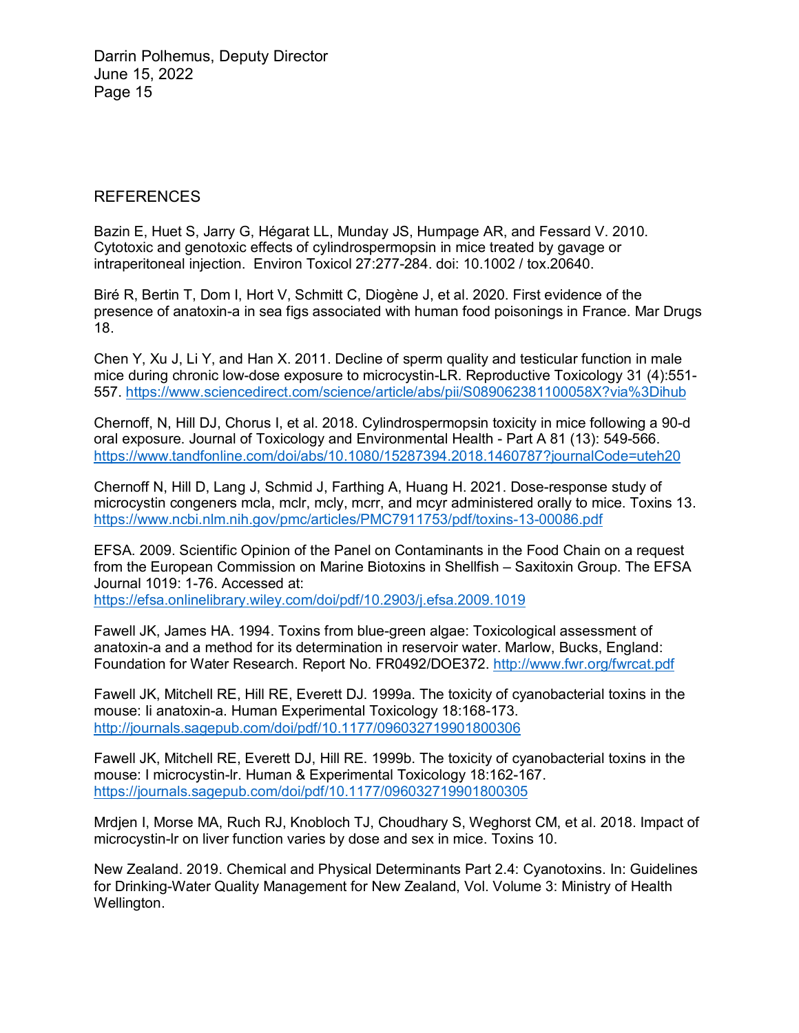## REFERENCES

Bazin E, Huet S, Jarry G, Hégarat LL, Munday JS, Humpage AR, and Fessard V. 2010. Cytotoxic and genotoxic effects of cylindrospermopsin in mice treated by gavage or intraperitoneal injection. Environ Toxicol 27:277-284. doi: 10.1002 / tox.20640.

Biré R, Bertin T, Dom I, Hort V, Schmitt C, Diogène J, et al. 2020. First evidence of the presence of anatoxin-a in sea figs associated with human food poisonings in France. Mar Drugs 18.

Chen Y, Xu J, Li Y, and Han X. 2011. Decline of sperm quality and testicular function in male mice during chronic low-dose exposure to microcystin-LR. Reproductive Toxicology 31 (4):551-557. https://www.sciencedirect.com/science/article/abs/pii/S089062381100058X?via%3Dihub

Chernoff, N, Hill DJ, Chorus I, et al. 2018. Cylindrospermopsin toxicity in mice following a 90-d oral exposure. Journal of Toxicology and Environmental Health - Part A 81 (13): 549-566. https://www.tandfonline.com/doi/abs/10.1080/15287394.2018.1460787?journalCode=uteh20

Chernoff N, Hill D, Lang J, Schmid J, Farthing A, Huang H. 2021. Dose-response study of microcystin congeners mcla, mclr, mcly, mcrr, and mcyr administered orally to mice. Toxins 13. https://www.ncbi.nlm.nih.gov/pmc/articles/PMC7911753/pdf/toxins-13-00086.pdf

EFSA. 2009. Scientific Opinion of the Panel on Contaminants in the Food Chain on a request from the European Commission on Marine Biotoxins in Shellfish – Saxitoxin Group. The EFSA Journal 1019: 1-76. Accessed at: https://efsa.onlinelibrary.wiley.com/doi/pdf/10.2903/j.efsa.2009.1019

Fawell JK, James HA. 1994. Toxins from blue-green algae: Toxicological assessment of anatoxin-a and a method for its determination in reservoir water. Marlow, Bucks, England: Foundation for Water Research. Report No. FR0492/DOE372. http://www.fwr.org/fwrcat.pdf

Fawell JK, Mitchell RE, Hill RE, Everett DJ. 1999a. The toxicity of cyanobacterial toxins in the mouse: Ii anatoxin-a. Human Experimental Toxicology 18:168-173. http://journals.sagepub.com/doi/pdf/10.1177/096032719901800306

Fawell JK, Mitchell RE, Everett DJ, Hill RE. 1999b. The toxicity of cyanobacterial toxins in the mouse: I microcystin-lr. Human & Experimental Toxicology 18:162-167. https://journals.sagepub.com/doi/pdf/10.1177/096032719901800305

Mrdjen I, Morse MA, Ruch RJ, Knobloch TJ, Choudhary S, Weghorst CM, et al. 2018. Impact of microcystin-lr on liver function varies by dose and sex in mice. Toxins 10.

New Zealand. 2019. Chemical and Physical Determinants Part 2.4: Cyanotoxins. In: Guidelines for Drinking-Water Quality Management for New Zealand, Vol. Volume 3: Ministry of Health Wellington.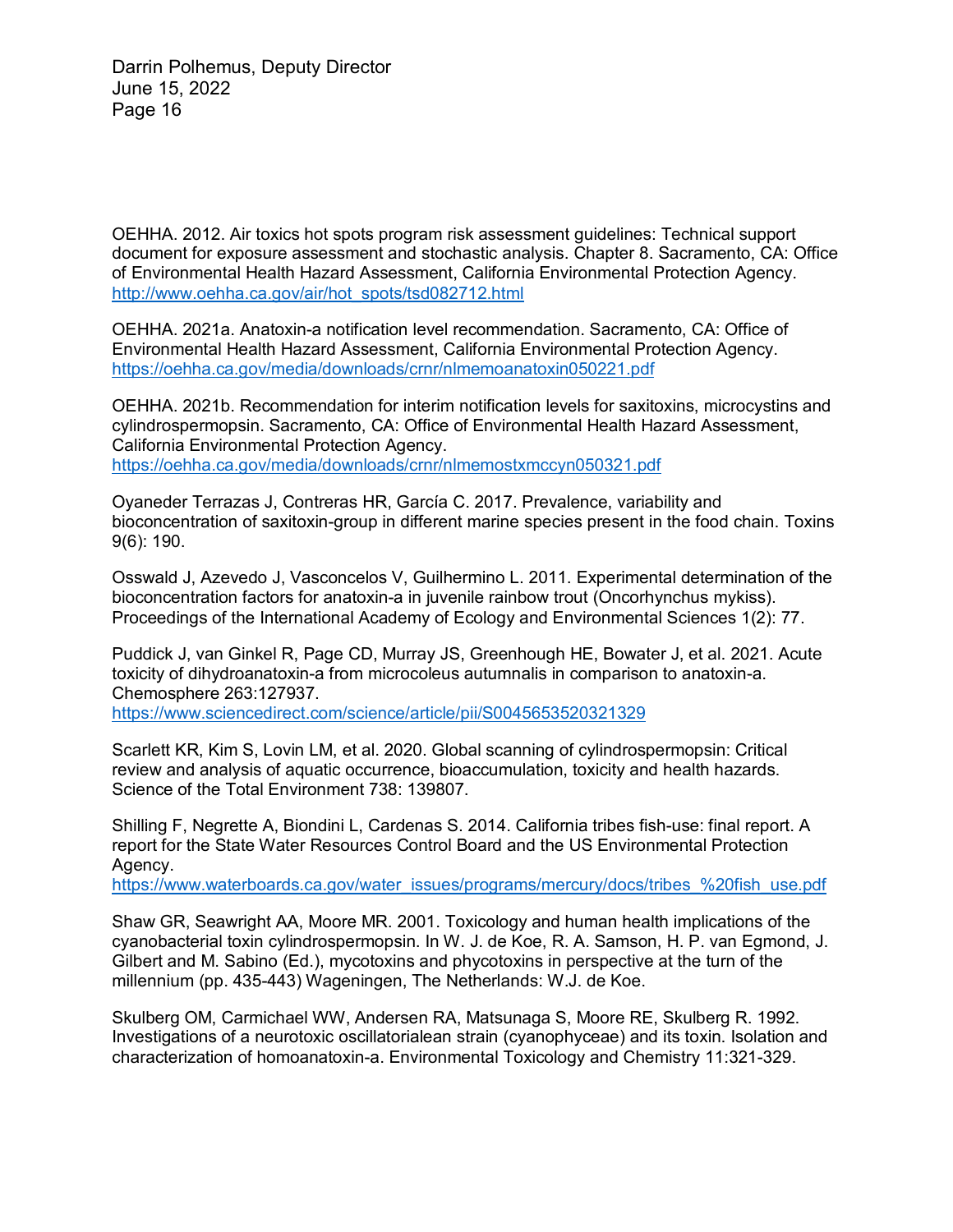OEHHA. 2012. Air toxics hot spots program risk assessment guidelines: Technical support document for exposure assessment and stochastic analysis. Chapter 8. Sacramento, CA: Office of Environmental Health Hazard Assessment, California Environmental Protection Agency. http://www.oehha.ca.gov/air/hot_spots/tsd082712.html

OEHHA. 2021a. Anatoxin-a notification level recommendation. Sacramento, CA: Office of Environmental Health Hazard Assessment, California Environmental Protection Agency. https://oehha.ca.gov/media/downloads/crnr/nlmemoanatoxin050221.pdf

OEHHA. 2021b. Recommendation for interim notification levels for saxitoxins, microcystins and cylindrospermopsin. Sacramento, CA: Office of Environmental Health Hazard Assessment, California Environmental Protection Agency. https://oehha.ca.gov/media/downloads/crnr/nlmemostxmccyn050321.pdf

Oyaneder Terrazas J, Contreras HR, García C. 2017. Prevalence, variability and bioconcentration of saxitoxin-group in different marine species present in the food chain. Toxins 9(6): 190.

Osswald J, Azevedo J, Vasconcelos V, Guilhermino L. 2011. Experimental determination of the bioconcentration factors for anatoxin-a in juvenile rainbow trout (Oncorhynchus mykiss). Proceedings of the International Academy of Ecology and Environmental Sciences 1(2): 77.

Puddick J, van Ginkel R, Page CD, Murray JS, Greenhough HE, Bowater J, et al. 2021. Acute toxicity of dihydroanatoxin-a from microcoleus autumnalis in comparison to anatoxin-a. Chemosphere 263:127937. https://www.sciencedirect.com/science/article/pii/S0045653520321329

Scarlett KR, Kim S, Lovin LM, et al. 2020. Global scanning of cylindrospermopsin: Critical review and analysis of aquatic occurrence, bioaccumulation, toxicity and health hazards. Science of the Total Environment 738: 139807.

Shilling F, Negrette A, Biondini L, Cardenas S. 2014. California tribes fish-use: final report. A report for the State Water Resources Control Board and the US Environmental Protection Agency. https://www.waterboards.ca.gov/water_issues/programs/mercury/docs/tribes_%20fish_use.pdf

Shaw GR, Seawright AA, Moore MR. 2001. Toxicology and human health implications of the cyanobacterial toxin cylindrospermopsin. In W. J. de Koe, R. A. Samson, H. P. van Egmond, J. Gilbert and M. Sabino (Ed.), mycotoxins and phycotoxins in perspective at the turn of the millennium (pp. 435-443) Wageningen, The Netherlands: W.J. de Koe.

Skulberg OM, Carmichael WW, Andersen RA, Matsunaga S, Moore RE, Skulberg R. 1992. Investigations of a neurotoxic oscillatorialean strain (cyanophyceae) and its toxin. Isolation and characterization of homoanatoxin-a. Environmental Toxicology and Chemistry 11:321-329.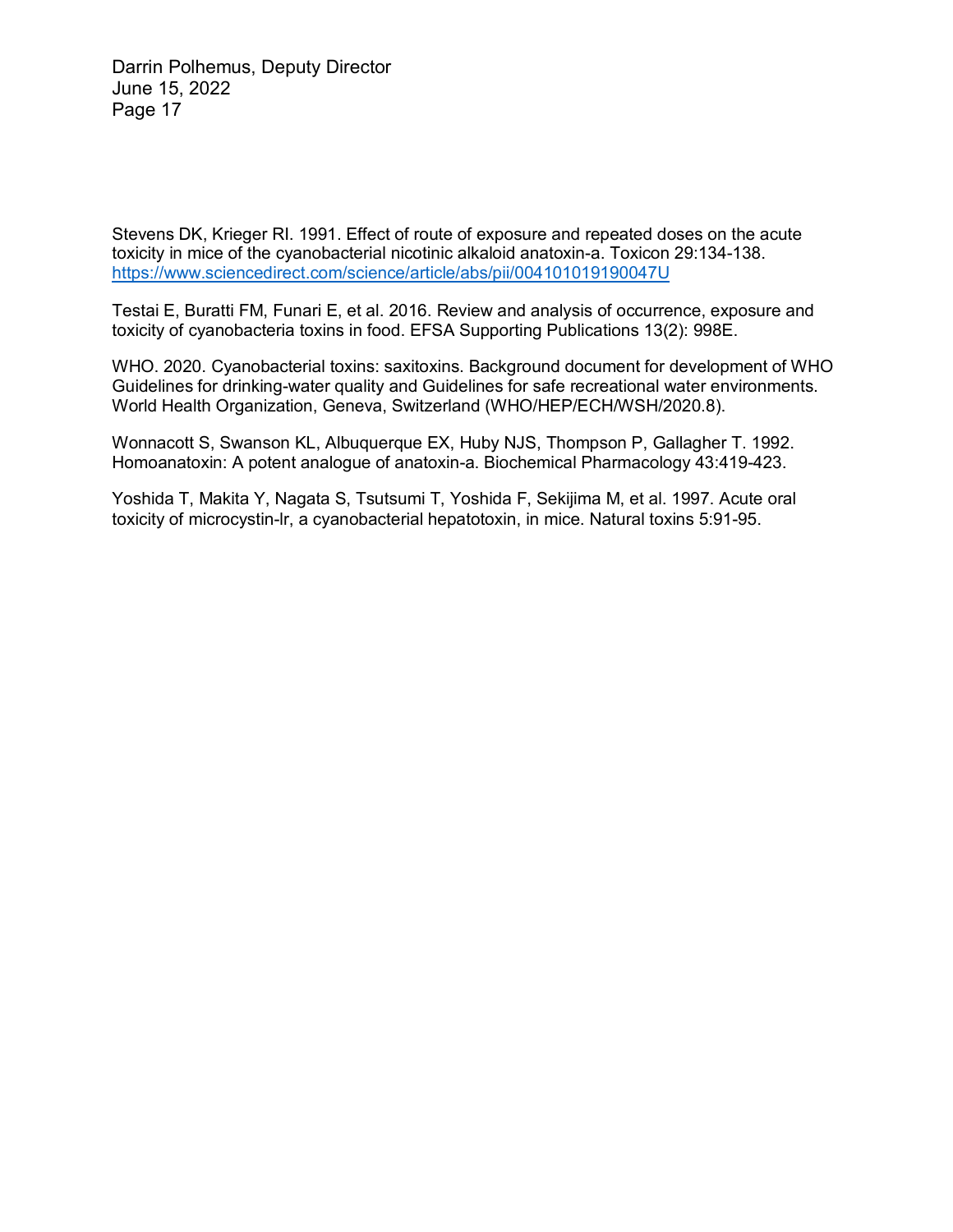Stevens DK, Krieger RI. 1991. Effect of route of exposure and repeated doses on the acute toxicity in mice of the cyanobacterial nicotinic alkaloid anatoxin-a. Toxicon 29:134-138. https://www.sciencedirect.com/science/article/abs/pii/004101019190047U

Testai E, Buratti FM, Funari E, et al. 2016. Review and analysis of occurrence, exposure and toxicity of cyanobacteria toxins in food. EFSA Supporting Publications 13(2): 998E.

WHO. 2020. Cyanobacterial toxins: saxitoxins. Background document for development of WHO Guidelines for drinking-water quality and Guidelines for safe recreational water environments. World Health Organization, Geneva, Switzerland (WHO/HEP/ECH/WSH/2020.8).

Wonnacott S, Swanson KL, Albuquerque EX, Huby NJS, Thompson P, Gallagher T. 1992. Homoanatoxin: A potent analogue of anatoxin-a. Biochemical Pharmacology 43:419-423.

Yoshida T, Makita Y, Nagata S, Tsutsumi T, Yoshida F, Sekijima M, et al. 1997. Acute oral toxicity of microcystin-lr, a cyanobacterial hepatotoxin, in mice. Natural toxins 5:91-95.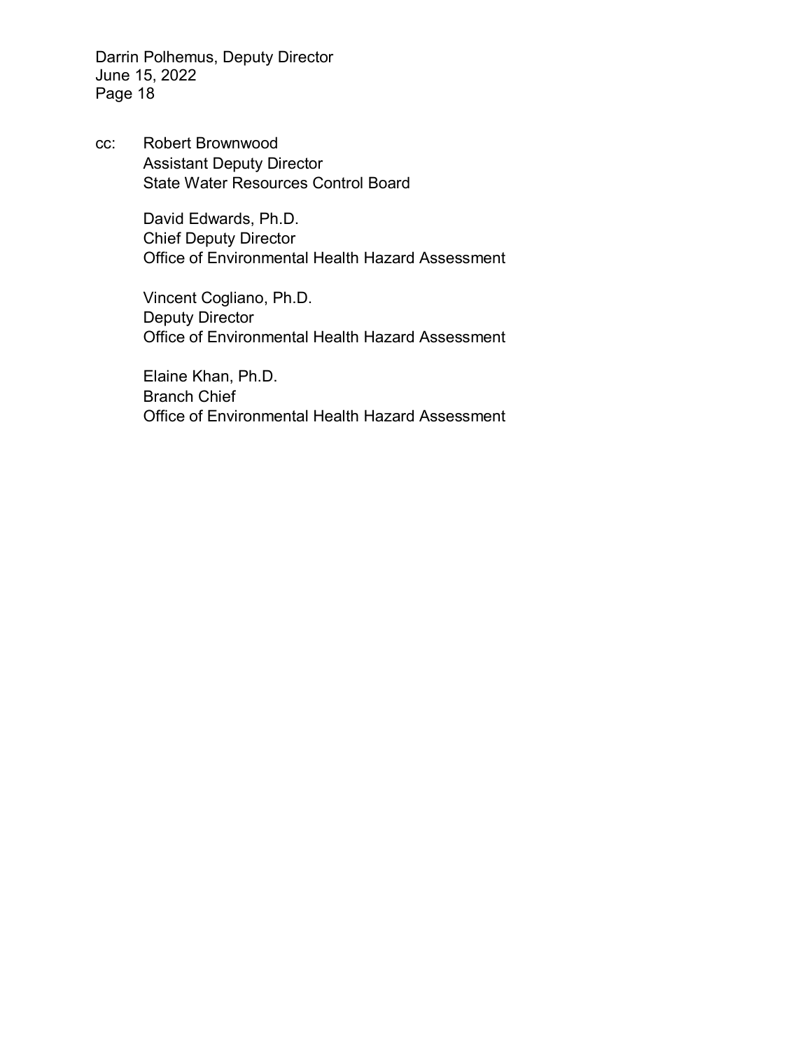cc: Robert Brownwood
Assistant Deputy Director
State Water Resources Control Board

David Edwards, Ph.D.
Chief Deputy Director
Office of Environmental Health Hazard Assessment

Vincent Cogliano, Ph.D.
Deputy Director
Office of Environmental Health Hazard Assessment

Elaine Khan, Ph.D.
Branch Chief
Office of Environmental Health Hazard Assessment